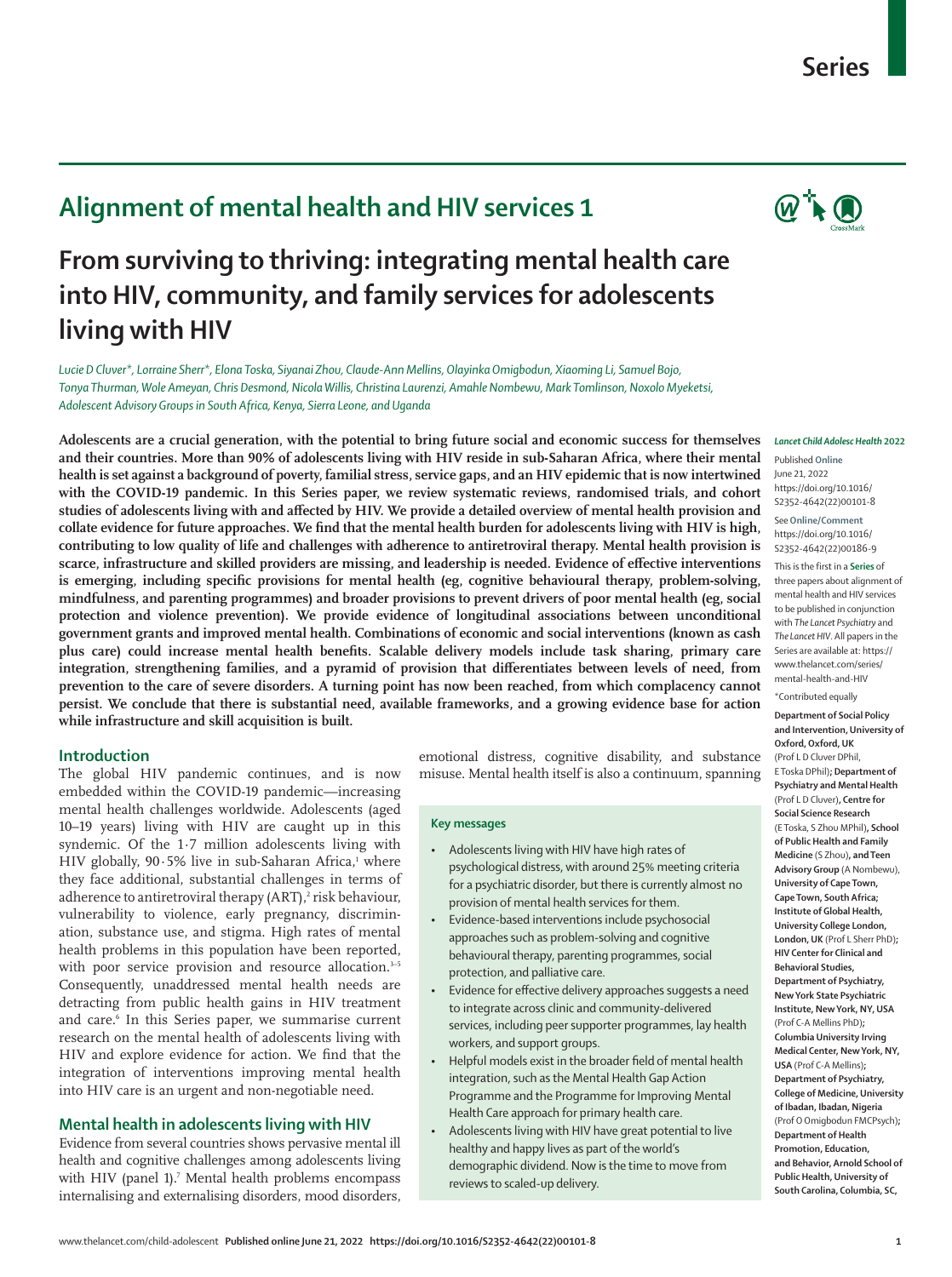Series

# Alignment of mental health and HIV services 1

# From surviving to thriving: integrating mental health care into HIV, community, and family services for adolescents living with HIV

*Lucie D Cluver\*, Lorraine Sherr\*, Elona Toska, Siyanai Zhou, Claude-Ann Mellins, Olayinka Omigbodun, Xiaoming Li, Samuel Bojo, Tonya Thurman, Wole Ameyan, Chris Desmond, Nicola Willis, Christina Laurenzi, Amahle Nombewu, Mark Tomlinson, Noxolo Myeketsi, Adolescent Advisory Groups in South Africa, Kenya, Sierra Leone, and Uganda*

**Adolescents are a crucial generation, with the potential to bring future social and economic success for themselves and their countries. More than 90% of adolescents living with HIV reside in sub-Saharan Africa, where their mental health is set against a background of poverty, familial stress, service gaps, and an HIV epidemic that is now intertwined with the COVID-19 pandemic. In this Series paper, we review systematic reviews, randomised trials, and cohort studies of adolescents living with and affected by HIV. We provide a detailed overview of mental health provision and collate evidence for future approaches. We find that the mental health burden for adolescents living with HIV is high, contributing to low quality of life and challenges with adherence to antiretroviral therapy. Mental health provision is scarce, infrastructure and skilled providers are missing, and leadership is needed. Evidence of effective interventions is emerging, including specific provisions for mental health (eg, cognitive behavioural therapy, problem-solving, mindfulness, and parenting programmes) and broader provisions to prevent drivers of poor mental health (eg, social protection and violence prevention). We provide evidence of longitudinal associations between unconditional government grants and improved mental health. Combinations of economic and social interventions (known as cash plus care) could increase mental health benefits. Scalable delivery models include task sharing, primary care integration, strengthening families, and a pyramid of provision that differentiates between levels of need, from prevention to the care of severe disorders. A turning point has now been reached, from which complacency cannot persist. We conclude that there is substantial need, available frameworks, and a growing evidence base for action while infrastructure and skill acquisition is built.**

*Lancet Child Adolesc Health* 2022

Published **Online** June 21, 2022 https://doi.org/10.1016/S2352-4642(22)00101-8

See **Online/Comment** https://doi.org/10.1016/S2352-4642(22)00186-9

This is the first in a **Series** of three papers about alignment of mental health and HIV services to be published in conjunction with *The Lancet Psychiatry* and *The Lancet HIV*. All papers in the Series are available at: https://www.thelancet.com/series/mental-health-and-HIV

\*Contributed equally

**Department of Social Policy and Intervention, University of Oxford, Oxford, UK** (Prof L D Cluver DPhil, E Toska DPhil); **Department of Psychiatry and Mental Health** (Prof L D Cluver), **Centre for Social Science Research** (E Toska, S Zhou MPhil), **School of Public Health and Family Medicine** (S Zhou), **and Teen Advisory Group** (A Nombewu), **University of Cape Town, Cape Town, South Africa; Institute of Global Health, University College London, London, UK** (Prof L Sherr PhD); **HIV Center for Clinical and Behavioral Studies, Department of Psychiatry, New York State Psychiatric Institute, New York, NY, USA** (Prof C-A Mellins PhD); **Columbia University Irving Medical Center, New York, NY, USA** (Prof C-A Mellins); **Department of Psychiatry, College of Medicine, University of Ibadan, Ibadan, Nigeria** (Prof O Omigbodun FMCPsych); **Department of Health Promotion, Education, and Behavior, Arnold School of Public Health, University of South Carolina, Columbia, SC,**

## Introduction

The global HIV pandemic continues, and is now embedded within the COVID-19 pandemic—increasing mental health challenges worldwide. Adolescents (aged 10–19 years) living with HIV are caught up in this syndemic. Of the 1·7 million adolescents living with HIV globally, 90·5% live in sub-Saharan Africa,[1] where they face additional, substantial challenges in terms of adherence to antiretroviral therapy (ART),[2] risk behaviour, vulnerability to violence, early pregnancy, discrimination, substance use, and stigma. High rates of mental health problems in this population have been reported, with poor service provision and resource allocation.[3–5] Consequently, unaddressed mental health needs are detracting from public health gains in HIV treatment and care.[6] In this Series paper, we summarise current research on the mental health of adolescents living with HIV and explore evidence for action. We find that the integration of interventions improving mental health into HIV care is an urgent and non-negotiable need.

## Mental health in adolescents living with HIV

Evidence from several countries shows pervasive mental ill health and cognitive challenges among adolescents living with HIV (panel 1).[7] Mental health problems encompass internalising and externalising disorders, mood disorders, emotional distress, cognitive disability, and substance misuse. Mental health itself is also a continuum, spanning

### Key messages

- Adolescents living with HIV have high rates of psychological distress, with around 25% meeting criteria for a psychiatric disorder, but there is currently almost no provision of mental health services for them.
- Evidence-based interventions include psychosocial approaches such as problem-solving and cognitive behavioural therapy, parenting programmes, social protection, and palliative care.
- Evidence for effective delivery approaches suggests a need to integrate across clinic and community-delivered services, including peer supporter programmes, lay health workers, and support groups.
- Helpful models exist in the broader field of mental health integration, such as the Mental Health Gap Action Programme and the Programme for Improving Mental Health Care approach for primary health care.
- Adolescents living with HIV have great potential to live healthy and happy lives as part of the world's demographic dividend. Now is the time to move from reviews to scaled-up delivery.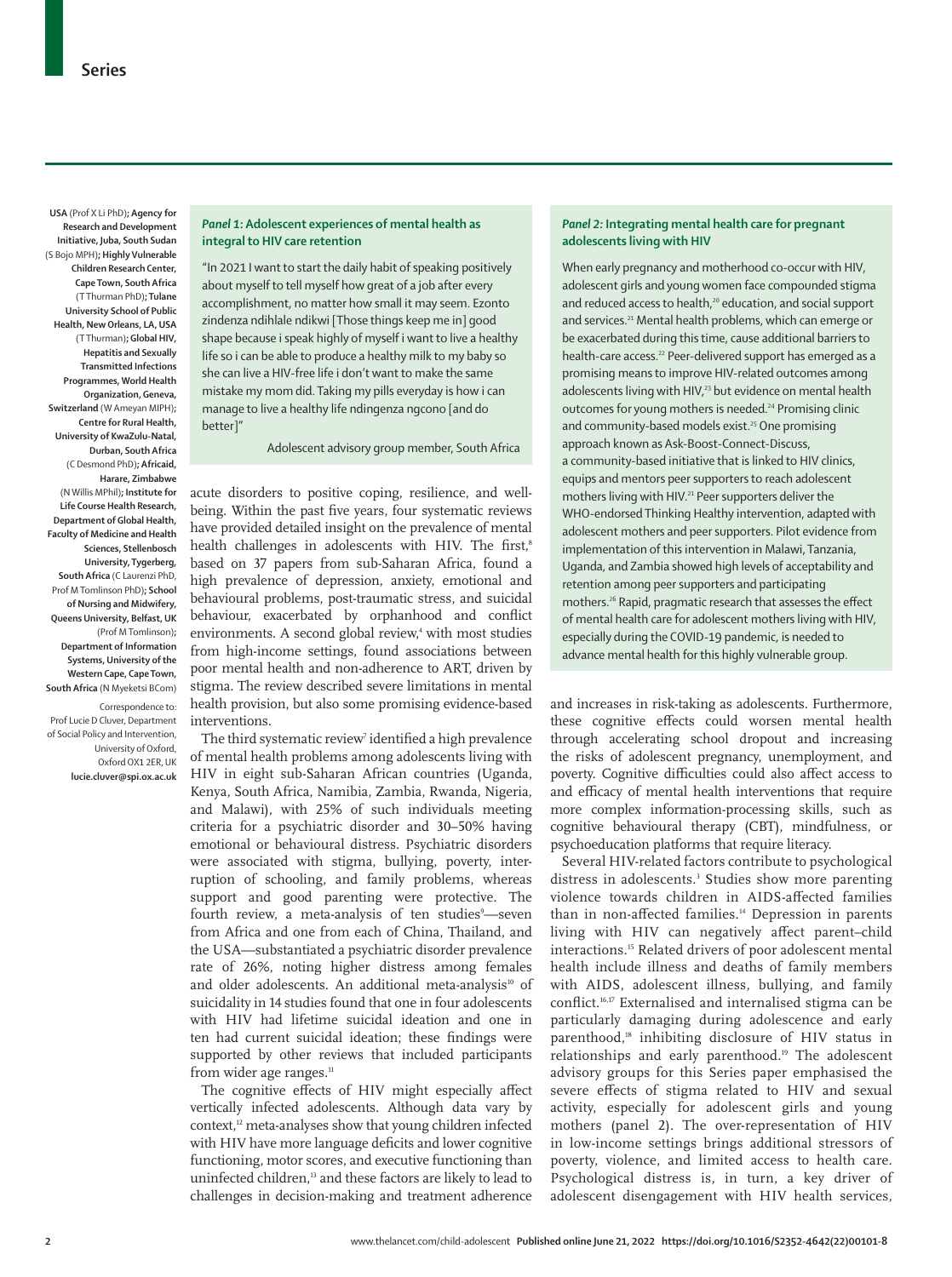USA (Prof X Li PhD); Agency for Research and Development Initiative, Juba, South Sudan (S Bojo MPH); Highly Vulnerable Children Research Center, Cape Town, South Africa (T Thurman PhD); Tulane University School of Public Health, New Orleans, LA, USA (T Thurman); Global HIV, Hepatitis and Sexually Transmitted Infections Programmes, World Health Organization, Geneva, Switzerland (W Ameyan MIPH); Centre for Rural Health, University of KwaZulu-Natal, Durban, South Africa (C Desmond PhD); Africaid, Harare, Zimbabwe (N Willis MPhil); Institute for Life Course Health Research, Department of Global Health, Faculty of Medicine and Health Sciences, Stellenbosch University, Tygerberg, South Africa (C Laurenzi PhD, Prof M Tomlinson PhD); School of Nursing and Midwifery, Queens University, Belfast, UK (Prof M Tomlinson); Department of Information Systems, University of the Western Cape, Cape Town, South Africa (N Myeketsi BCom)

Correspondence to: Prof Lucie D Cluver, Department of Social Policy and Intervention, University of Oxford, Oxford OX1 2ER, UK lucie.cluver@spi.ox.ac.uk

### *Panel 1*: Adolescent experiences of mental health as integral to HIV care retention

"In 2021 I want to start the daily habit of speaking positively about myself to tell myself how great of a job after every accomplishment, no matter how small it may seem. Ezonto zindenza ndihlale ndikwi [Those things keep me in] good shape because i speak highly of myself i want to live a healthy life so i can be able to produce a healthy milk to my baby so she can live a HIV-free life i don't want to make the same mistake my mom did. Taking my pills everyday is how i can manage to live a healthy life ndingenza ngcono [and do better]"

Adolescent advisory group member, South Africa

acute disorders to positive coping, resilience, and well-being. Within the past five years, four systematic reviews have provided detailed insight on the prevalence of mental health challenges in adolescents with HIV. The first,[8] based on 37 papers from sub-Saharan Africa, found a high prevalence of depression, anxiety, emotional and behavioural problems, post-traumatic stress, and suicidal behaviour, exacerbated by orphanhood and conflict environments. A second global review,[4] with most studies from high-income settings, found associations between poor mental health and non-adherence to ART, driven by stigma. The review described severe limitations in mental health provision, but also some promising evidence-based interventions.

The third systematic review[7] identified a high prevalence of mental health problems among adolescents living with HIV in eight sub-Saharan African countries (Uganda, Kenya, South Africa, Namibia, Zambia, Rwanda, Nigeria, and Malawi), with 25% of such individuals meeting criteria for a psychiatric disorder and 30–50% having emotional or behavioural distress. Psychiatric disorders were associated with stigma, bullying, poverty, interruption of schooling, and family problems, whereas support and good parenting were protective. The fourth review, a meta-analysis of ten studies[9]—seven from Africa and one from each of China, Thailand, and the USA—substantiated a psychiatric disorder prevalence rate of 26%, noting higher distress among females and older adolescents. An additional meta-analysis[10] of suicidality in 14 studies found that one in four adolescents with HIV had lifetime suicidal ideation and one in ten had current suicidal ideation; these findings were supported by other reviews that included participants from wider age ranges.[11]

The cognitive effects of HIV might especially affect vertically infected adolescents. Although data vary by context,[12] meta-analyses show that young children infected with HIV have more language deficits and lower cognitive functioning, motor scores, and executive functioning than uninfected children,[13] and these factors are likely to lead to challenges in decision-making and treatment adherence and increases in risk-taking as adolescents. Furthermore, these cognitive effects could worsen mental health through accelerating school dropout and increasing the risks of adolescent pregnancy, unemployment, and poverty. Cognitive difficulties could also affect access to and efficacy of mental health interventions that require more complex information-processing skills, such as cognitive behavioural therapy (CBT), mindfulness, or psychoeducation platforms that require literacy.

Several HIV-related factors contribute to psychological distress in adolescents.[3] Studies show more parenting violence towards children in AIDS-affected families than in non-affected families.[14] Depression in parents living with HIV can negatively affect parent–child interactions.[15] Related drivers of poor adolescent mental health include illness and deaths of family members with AIDS, adolescent illness, bullying, and family conflict.[16,17] Externalised and internalised stigma can be particularly damaging during adolescence and early parenthood,[18] inhibiting disclosure of HIV status in relationships and early parenthood.[19] The adolescent advisory groups for this Series paper emphasised the severe effects of stigma related to HIV and sexual activity, especially for adolescent girls and young mothers (panel 2). The over-representation of HIV in low-income settings brings additional stressors of poverty, violence, and limited access to health care. Psychological distress is, in turn, a key driver of adolescent disengagement with HIV health services,

### *Panel 2*: Integrating mental health care for pregnant adolescents living with HIV

When early pregnancy and motherhood co-occur with HIV, adolescent girls and young women face compounded stigma and reduced access to health,[20] education, and social support and services.[21] Mental health problems, which can emerge or be exacerbated during this time, cause additional barriers to health-care access.[22] Peer-delivered support has emerged as a promising means to improve HIV-related outcomes among adolescents living with HIV,[23] but evidence on mental health outcomes for young mothers is needed.[24] Promising clinic and community-based models exist.[25] One promising approach known as Ask-Boost-Connect-Discuss, a community-based initiative that is linked to HIV clinics, equips and mentors peer supporters to reach adolescent mothers living with HIV.[21] Peer supporters deliver the WHO-endorsed Thinking Healthy intervention, adapted with adolescent mothers and peer supporters. Pilot evidence from implementation of this intervention in Malawi, Tanzania, Uganda, and Zambia showed high levels of acceptability and retention among peer supporters and participating mothers.[26] Rapid, pragmatic research that assesses the effect of mental health care for adolescent mothers living with HIV, especially during the COVID-19 pandemic, is needed to advance mental health for this highly vulnerable group.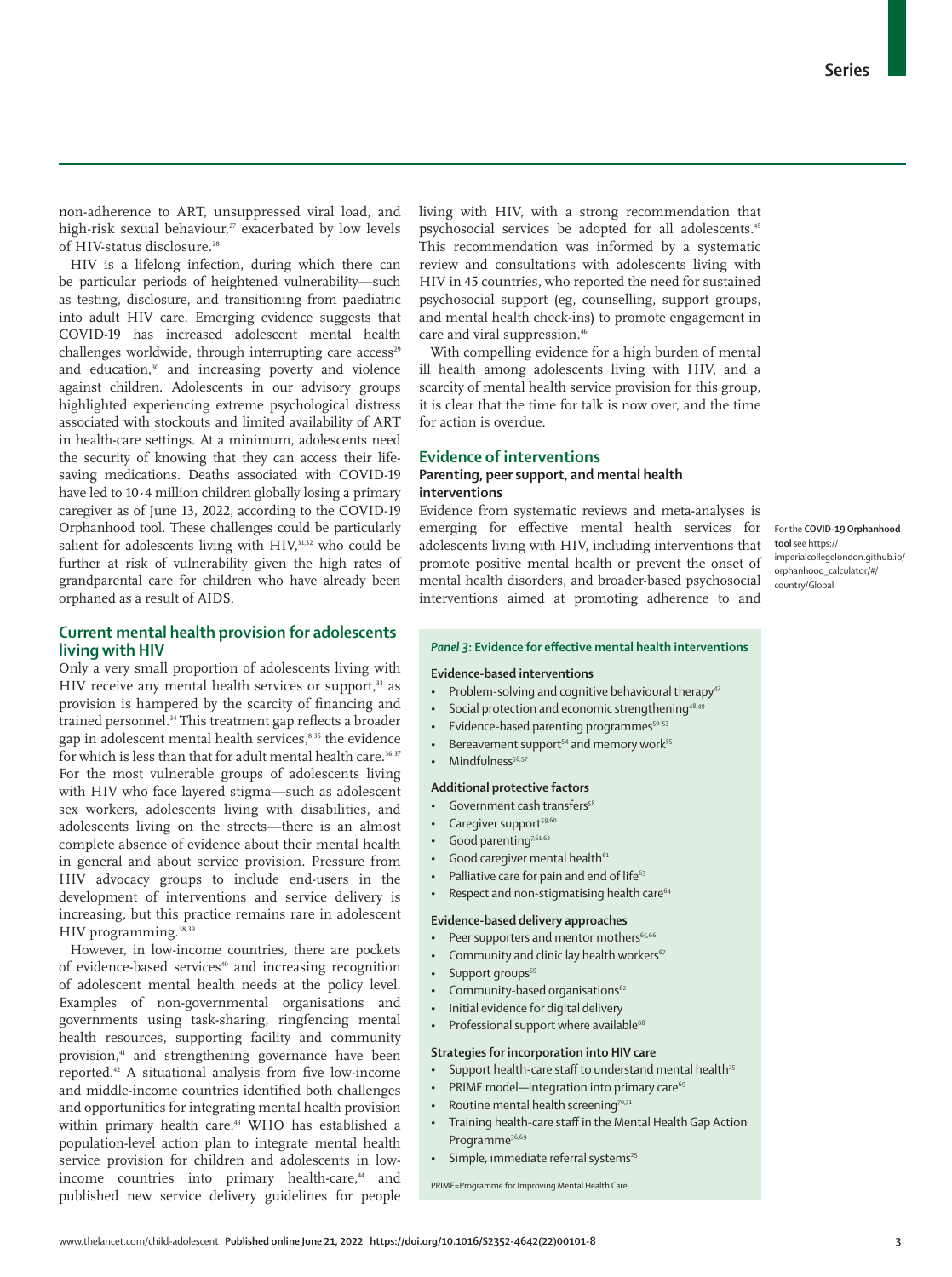non-adherence to ART, unsuppressed viral load, and high-risk sexual behaviour,[27] exacerbated by low levels of HIV-status disclosure.[28]

HIV is a lifelong infection, during which there can be particular periods of heightened vulnerability—such as testing, disclosure, and transitioning from paediatric into adult HIV care. Emerging evidence suggests that COVID-19 has increased adolescent mental health challenges worldwide, through interrupting care access[29] and education,[30] and increasing poverty and violence against children. Adolescents in our advisory groups highlighted experiencing extreme psychological distress associated with stockouts and limited availability of ART in health-care settings. At a minimum, adolescents need the security of knowing that they can access their life-saving medications. Deaths associated with COVID-19 have led to 10·4 million children globally losing a primary caregiver as of June 13, 2022, according to the COVID-19 Orphanhood tool. These challenges could be particularly salient for adolescents living with HIV,[31,32] who could be further at risk of vulnerability given the high rates of grandparental care for children who have already been orphaned as a result of AIDS.

## Current mental health provision for adolescents living with HIV

Only a very small proportion of adolescents living with HIV receive any mental health services or support,[33] as provision is hampered by the scarcity of financing and trained personnel.[34] This treatment gap reflects a broader gap in adolescent mental health services,[8,35] the evidence for which is less than that for adult mental health care.[36,37] For the most vulnerable groups of adolescents living with HIV who face layered stigma—such as adolescent sex workers, adolescents living with disabilities, and adolescents living on the streets—there is an almost complete absence of evidence about their mental health in general and about service provision. Pressure from HIV advocacy groups to include end-users in the development of interventions and service delivery is increasing, but this practice remains rare in adolescent HIV programming.[38,39]

However, in low-income countries, there are pockets of evidence-based services[40] and increasing recognition of adolescent mental health needs at the policy level. Examples of non-governmental organisations and governments using task-sharing, ringfencing mental health resources, supporting facility and community provision,[41] and strengthening governance have been reported.[42] A situational analysis from five low-income and middle-income countries identified both challenges and opportunities for integrating mental health provision within primary health care.[43] WHO has established a population-level action plan to integrate mental health service provision for children and adolescents in low-income countries into primary health-care,[44] and published new service delivery guidelines for people living with HIV, with a strong recommendation that psychosocial services be adopted for all adolescents.[45] This recommendation was informed by a systematic review and consultations with adolescents living with HIV in 45 countries, who reported the need for sustained psychosocial support (eg, counselling, support groups, and mental health check-ins) to promote engagement in care and viral suppression.[46]

With compelling evidence for a high burden of mental ill health among adolescents living with HIV, and a scarcity of mental health service provision for this group, it is clear that the time for talk is now over, and the time for action is overdue.

## Evidence of interventions

### Parenting, peer support, and mental health interventions

Evidence from systematic reviews and meta-analyses is emerging for effective mental health services for adolescents living with HIV, including interventions that promote positive mental health or prevent the onset of mental health disorders, and broader-based psychosocial interventions aimed at promoting adherence to and

For the **COVID-19 Orphanhood tool** see https://imperialcollegelondon.github.io/orphanhood_calculator/#/country/Global

**_Panel 3_: Evidence for effective mental health interventions**

**Evidence-based interventions**

- Problem-solving and cognitive behavioural therapy[47]
- Social protection and economic strengthening[48,49]
- Evidence-based parenting programmes[50–53]
- Bereavement support[54] and memory work[55]
- Mindfulness[56,57]

**Additional protective factors**

- Government cash transfers[58]
- Caregiver support[59,60]
- Good parenting[7,61,62]
- Good caregiver mental health[61]
- Palliative care for pain and end of life[63]
- Respect and non-stigmatising health care[64]

**Evidence-based delivery approaches**

- Peer supporters and mentor mothers[65,66]
- Community and clinic lay health workers[67]
- Support groups[59]
- Community-based organisations[62]
- Initial evidence for digital delivery
- Professional support where available[68]

**Strategies for incorporation into HIV care**

- Support health-care staff to understand mental health[25]
- PRIME model—integration into primary care[69]
- Routine mental health screening[70,71]
- Training health-care staff in the Mental Health Gap Action Programme[36,69]
- Simple, immediate referral systems[25]

PRIME=Programme for Improving Mental Health Care.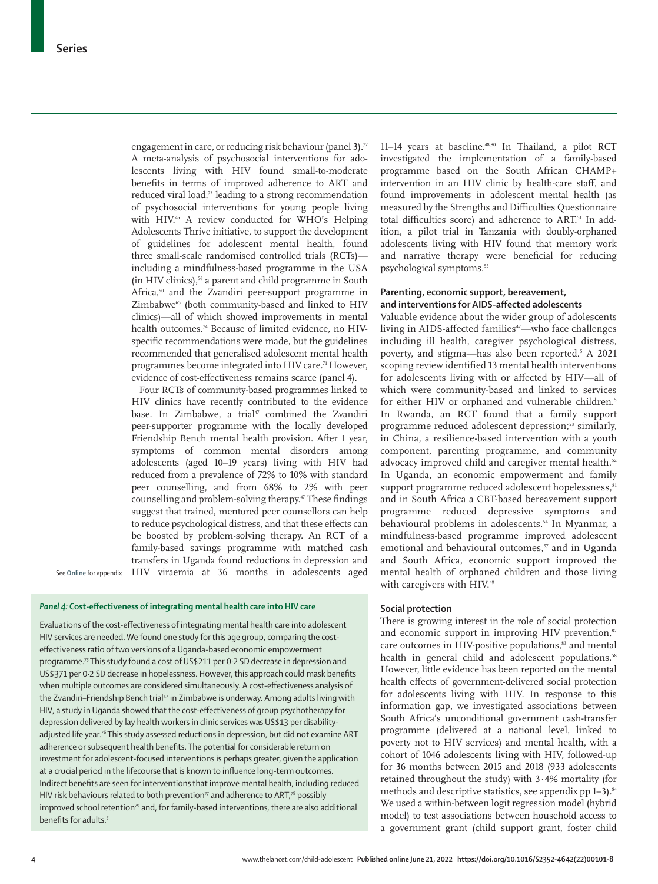engagement in care, or reducing risk behaviour (panel 3).[72] A meta-analysis of psychosocial interventions for adolescents living with HIV found small-to-moderate benefits in terms of improved adherence to ART and reduced viral load,[73] leading to a strong recommendation of psychosocial interventions for young people living with HIV.[45] A review conducted for WHO's Helping Adolescents Thrive initiative, to support the development of guidelines for adolescent mental health, found three small-scale randomised controlled trials (RCTs)—including a mindfulness-based programme in the USA (in HIV clinics),[56] a parent and child programme in South Africa,[50] and the Zvandiri peer-support programme in Zimbabwe[65] (both community-based and linked to HIV clinics)—all of which showed improvements in mental health outcomes.[74] Because of limited evidence, no HIV-specific recommendations were made, but the guidelines recommended that generalised adolescent mental health programmes become integrated into HIV care.[71] However, evidence of cost-effectiveness remains scarce (panel 4).

Four RCTs of community-based programmes linked to HIV clinics have recently contributed to the evidence base. In Zimbabwe, a trial[47] combined the Zvandiri peer-supporter programme with the locally developed Friendship Bench mental health provision. After 1 year, symptoms of common mental disorders among adolescents (aged 10–19 years) living with HIV had reduced from a prevalence of 72% to 10% with standard peer counselling, and from 68% to 2% with peer counselling and problem-solving therapy.[47] These findings suggest that trained, mentored peer counsellors can help to reduce psychological distress, and that these effects can be boosted by problem-solving therapy. An RCT of a family-based savings programme with matched cash transfers in Uganda found reductions in depression and HIV viraemia at 36 months in adolescents aged 11–14 years at baseline.[48,80] In Thailand, a pilot RCT investigated the implementation of a family-based programme based on the South African CHAMP+ intervention in an HIV clinic by health-care staff, and found improvements in adolescent mental health (as measured by the Strengths and Difficulties Questionnaire total difficulties score) and adherence to ART.[51] In addition, a pilot trial in Tanzania with doubly-orphaned adolescents living with HIV found that memory work and narrative therapy were beneficial for reducing psychological symptoms.[55]

See Online for appendix

### *Panel 4:* Cost-effectiveness of integrating mental health care into HIV care

Evaluations of the cost-effectiveness of integrating mental health care into adolescent HIV services are needed. We found one study for this age group, comparing the cost-effectiveness ratio of two versions of a Uganda-based economic empowerment programme.[75] This study found a cost of US$211 per 0·2 SD decrease in depression and US$371 per 0·2 SD decrease in hopelessness. However, this approach could mask benefits when multiple outcomes are considered simultaneously. A cost-effectiveness analysis of the Zvandiri–Friendship Bench trial[47] in Zimbabwe is underway. Among adults living with HIV, a study in Uganda showed that the cost-effectiveness of group psychotherapy for depression delivered by lay health workers in clinic services was US$13 per disability-adjusted life year.[76] This study assessed reductions in depression, but did not examine ART adherence or subsequent health benefits. The potential for considerable return on investment for adolescent-focused interventions is perhaps greater, given the application at a crucial period in the lifecourse that is known to influence long-term outcomes. Indirect benefits are seen for interventions that improve mental health, including reduced HIV risk behaviours related to both prevention[77] and adherence to ART,[78] possibly improved school retention[79] and, for family-based interventions, there are also additional benefits for adults.[5]

### Parenting, economic support, bereavement, and interventions for AIDS-affected adolescents

Valuable evidence about the wider group of adolescents living in AIDS-affected families[42]—who face challenges including ill health, caregiver psychological distress, poverty, and stigma—has also been reported.[5] A 2021 scoping review identified 13 mental health interventions for adolescents living with or affected by HIV—all of which were community-based and linked to services for either HIV or orphaned and vulnerable children.[5] In Rwanda, an RCT found that a family support programme reduced adolescent depression;[53] similarly, in China, a resilience-based intervention with a youth component, parenting programme, and community advocacy improved child and caregiver mental health.[52] In Uganda, an economic empowerment and family support programme reduced adolescent hopelessness,[81] and in South Africa a CBT-based bereavement support programme reduced depressive symptoms and behavioural problems in adolescents.[54] In Myanmar, a mindfulness-based programme improved adolescent emotional and behavioural outcomes,[57] and in Uganda and South Africa, economic support improved the mental health of orphaned children and those living with caregivers with HIV.[49]

### Social protection

There is growing interest in the role of social protection and economic support in improving HIV prevention,[82] care outcomes in HIV-positive populations,[83] and mental health in general child and adolescent populations.[58] However, little evidence has been reported on the mental health effects of government-delivered social protection for adolescents living with HIV. In response to this information gap, we investigated associations between South Africa's unconditional government cash-transfer programme (delivered at a national level, linked to poverty not to HIV services) and mental health, with a cohort of 1046 adolescents living with HIV, followed-up for 36 months between 2015 and 2018 (933 adolescents retained throughout the study) with 3·4% mortality (for methods and descriptive statistics, see appendix pp 1–3).[84] We used a within-between logit regression model (hybrid model) to test associations between household access to a government grant (child support grant, foster child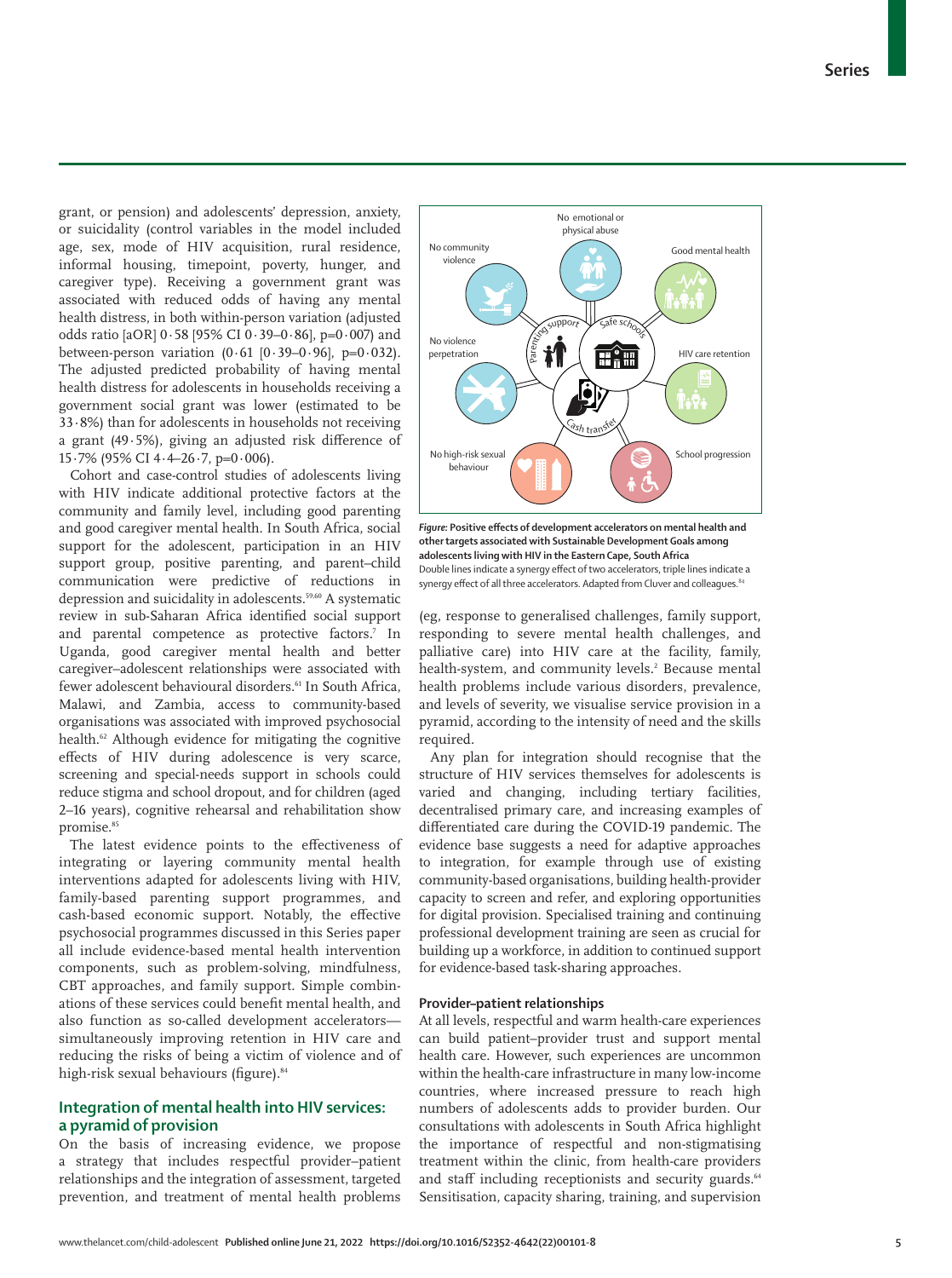grant, or pension) and adolescents' depression, anxiety, or suicidality (control variables in the model included age, sex, mode of HIV acquisition, rural residence, informal housing, timepoint, poverty, hunger, and caregiver type). Receiving a government grant was associated with reduced odds of having any mental health distress, in both within-person variation (adjusted odds ratio [aOR] 0·58 [95% CI 0·39–0·86], p=0·007) and between-person variation (0·61 [0·39–0·96], p=0·032). The adjusted predicted probability of having mental health distress for adolescents in households receiving a government social grant was lower (estimated to be 33·8%) than for adolescents in households not receiving a grant (49·5%), giving an adjusted risk difference of 15·7% (95% CI 4·4–26·7, p=0·006).

Cohort and case-control studies of adolescents living with HIV indicate additional protective factors at the community and family level, including good parenting and good caregiver mental health. In South Africa, social support for the adolescent, participation in an HIV support group, positive parenting, and parent–child communication were predictive of reductions in depression and suicidality in adolescents.[59,60] A systematic review in sub-Saharan Africa identified social support and parental competence as protective factors.[7] In Uganda, good caregiver mental health and better caregiver–adolescent relationships were associated with fewer adolescent behavioural disorders.[61] In South Africa, Malawi, and Zambia, access to community-based organisations was associated with improved psychosocial health.[62] Although evidence for mitigating the cognitive effects of HIV during adolescence is very scarce, screening and special-needs support in schools could reduce stigma and school dropout, and for children (aged 2–16 years), cognitive rehearsal and rehabilitation show promise.[85]

The latest evidence points to the effectiveness of integrating or layering community mental health interventions adapted for adolescents living with HIV, family-based parenting support programmes, and cash-based economic support. Notably, the effective psychosocial programmes discussed in this Series paper all include evidence-based mental health intervention components, such as problem-solving, mindfulness, CBT approaches, and family support. Simple combinations of these services could benefit mental health, and also function as so-called development accelerators—simultaneously improving retention in HIV care and reducing the risks of being a victim of violence and of high-risk sexual behaviours (figure).[84]

No emotional or physical abuse
No community violence
Good mental health
Parenting support
Safe schools
No violence perpetration
HIV care retention
Cash transfer
No high-risk sexual behaviour
School progression

*Figure:* **Positive effects of development accelerators on mental health and other targets associated with Sustainable Development Goals among adolescents living with HIV in the Eastern Cape, South Africa**
Double lines indicate a synergy effect of two accelerators, triple lines indicate a synergy effect of all three accelerators. Adapted from Cluver and colleagues.[84]

## Integration of mental health into HIV services: a pyramid of provision

On the basis of increasing evidence, we propose a strategy that includes respectful provider–patient relationships and the integration of assessment, targeted prevention, and treatment of mental health problems (eg, response to generalised challenges, family support, responding to severe mental health challenges, and palliative care) into HIV care at the facility, family, health-system, and community levels.[2] Because mental health problems include various disorders, prevalence, and levels of severity, we visualise service provision in a pyramid, according to the intensity of need and the skills required.

Any plan for integration should recognise that the structure of HIV services themselves for adolescents is varied and changing, including tertiary facilities, decentralised primary care, and increasing examples of differentiated care during the COVID-19 pandemic. The evidence base suggests a need for adaptive approaches to integration, for example through use of existing community-based organisations, building health-provider capacity to screen and refer, and exploring opportunities for digital provision. Specialised training and continuing professional development training are seen as crucial for building up a workforce, in addition to continued support for evidence-based task-sharing approaches.

### Provider–patient relationships

At all levels, respectful and warm health-care experiences can build patient–provider trust and support mental health care. However, such experiences are uncommon within the health-care infrastructure in many low-income countries, where increased pressure to reach high numbers of adolescents adds to provider burden. Our consultations with adolescents in South Africa highlight the importance of respectful and non-stigmatising treatment within the clinic, from health-care providers and staff including receptionists and security guards.[64] Sensitisation, capacity sharing, training, and supervision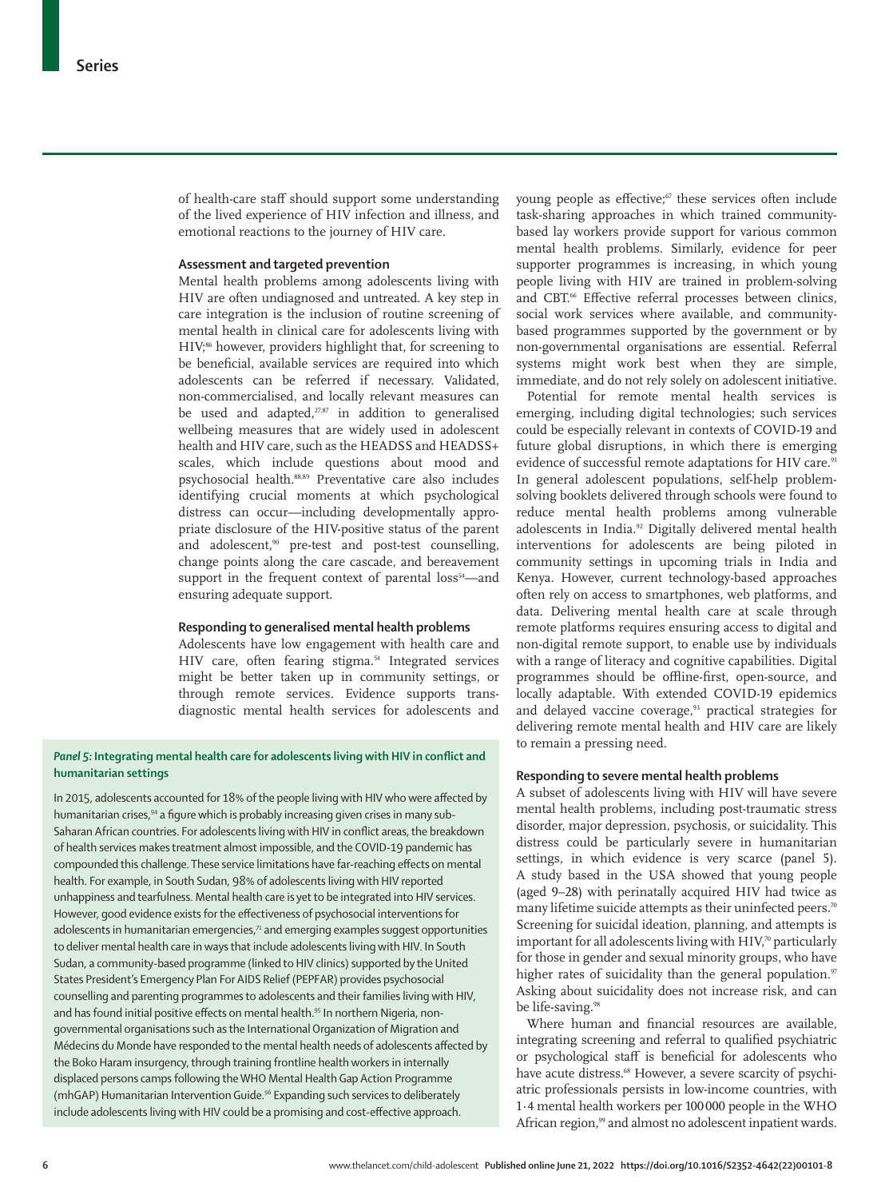of health-care staff should support some understanding of the lived experience of HIV infection and illness, and emotional reactions to the journey of HIV care.

### Assessment and targeted prevention

Mental health problems among adolescents living with HIV are often undiagnosed and untreated. A key step in care integration is the inclusion of routine screening of mental health in clinical care for adolescents living with HIV;[86] however, providers highlight that, for screening to be beneficial, available services are required into which adolescents can be referred if necessary. Validated, non-commercialised, and locally relevant measures can be used and adapted,[27,87] in addition to generalised wellbeing measures that are widely used in adolescent health and HIV care, such as the HEADSS and HEADSS+ scales, which include questions about mood and psychosocial health.[88,89] Preventative care also includes identifying crucial moments at which psychological distress can occur—including developmentally appropriate disclosure of the HIV-positive status of the parent and adolescent,[90] pre-test and post-test counselling, change points along the care cascade, and bereavement support in the frequent context of parental loss[54]—and ensuring adequate support.

### Responding to generalised mental health problems

Adolescents have low engagement with health care and HIV care, often fearing stigma.[54] Integrated services might be better taken up in community settings, or through remote services. Evidence supports transdiagnostic mental health services for adolescents and young people as effective;[67] these services often include task-sharing approaches in which trained community-based lay workers provide support for various common mental health problems. Similarly, evidence for peer supporter programmes is increasing, in which young people living with HIV are trained in problem-solving and CBT.[66] Effective referral processes between clinics, social work services where available, and community-based programmes supported by the government or by non-governmental organisations are essential. Referral systems might work best when they are simple, immediate, and do not rely solely on adolescent initiative.

Potential for remote mental health services is emerging, including digital technologies; such services could be especially relevant in contexts of COVID-19 and future global disruptions, in which there is emerging evidence of successful remote adaptations for HIV care.[91] In general adolescent populations, self-help problem-solving booklets delivered through schools were found to reduce mental health problems among vulnerable adolescents in India.[92] Digitally delivered mental health interventions for adolescents are being piloted in community settings in upcoming trials in India and Kenya. However, current technology-based approaches often rely on access to smartphones, web platforms, and data. Delivering mental health care at scale through remote platforms requires ensuring access to digital and non-digital remote support, to enable use by individuals with a range of literacy and cognitive capabilities. Digital programmes should be offline-first, open-source, and locally adaptable. With extended COVID-19 epidemics and delayed vaccine coverage,[93] practical strategies for delivering remote mental health and HIV care are likely to remain a pressing need.

### Responding to severe mental health problems

A subset of adolescents living with HIV will have severe mental health problems, including post-traumatic stress disorder, major depression, psychosis, or suicidality. This distress could be particularly severe in humanitarian settings, in which evidence is very scarce (panel 5). A study based in the USA showed that young people (aged 9–28) with perinatally acquired HIV had twice as many lifetime suicide attempts as their uninfected peers.[70] Screening for suicidal ideation, planning, and attempts is important for all adolescents living with HIV,[70] particularly for those in gender and sexual minority groups, who have higher rates of suicidality than the general population.[97] Asking about suicidality does not increase risk, and can be life-saving.[98]

Where human and financial resources are available, integrating screening and referral to qualified psychiatric or psychological staff is beneficial for adolescents who have acute distress.[68] However, a severe scarcity of psychiatric professionals persists in low-income countries, with 1·4 mental health workers per 100 000 people in the WHO African region,[99] and almost no adolescent inpatient wards.

**Panel 5: Integrating mental health care for adolescents living with HIV in conflict and humanitarian settings**

In 2015, adolescents accounted for 18% of the people living with HIV who were affected by humanitarian crises,[94] a figure which is probably increasing given crises in many sub-Saharan African countries. For adolescents living with HIV in conflict areas, the breakdown of health services makes treatment almost impossible, and the COVID-19 pandemic has compounded this challenge. These service limitations have far-reaching effects on mental health. For example, in South Sudan, 98% of adolescents living with HIV reported unhappiness and tearfulness. Mental health care is yet to be integrated into HIV services. However, good evidence exists for the effectiveness of psychosocial interventions for adolescents in humanitarian emergencies,[71] and emerging examples suggest opportunities to deliver mental health care in ways that include adolescents living with HIV. In South Sudan, a community-based programme (linked to HIV clinics) supported by the United States President's Emergency Plan For AIDS Relief (PEPFAR) provides psychosocial counselling and parenting programmes to adolescents and their families living with HIV, and has found initial positive effects on mental health.[95] In northern Nigeria, non-governmental organisations such as the International Organization of Migration and Médecins du Monde have responded to the mental health needs of adolescents affected by the Boko Haram insurgency, through training frontline health workers in internally displaced persons camps following the WHO Mental Health Gap Action Programme (mhGAP) Humanitarian Intervention Guide.[96] Expanding such services to deliberately include adolescents living with HIV could be a promising and cost-effective approach.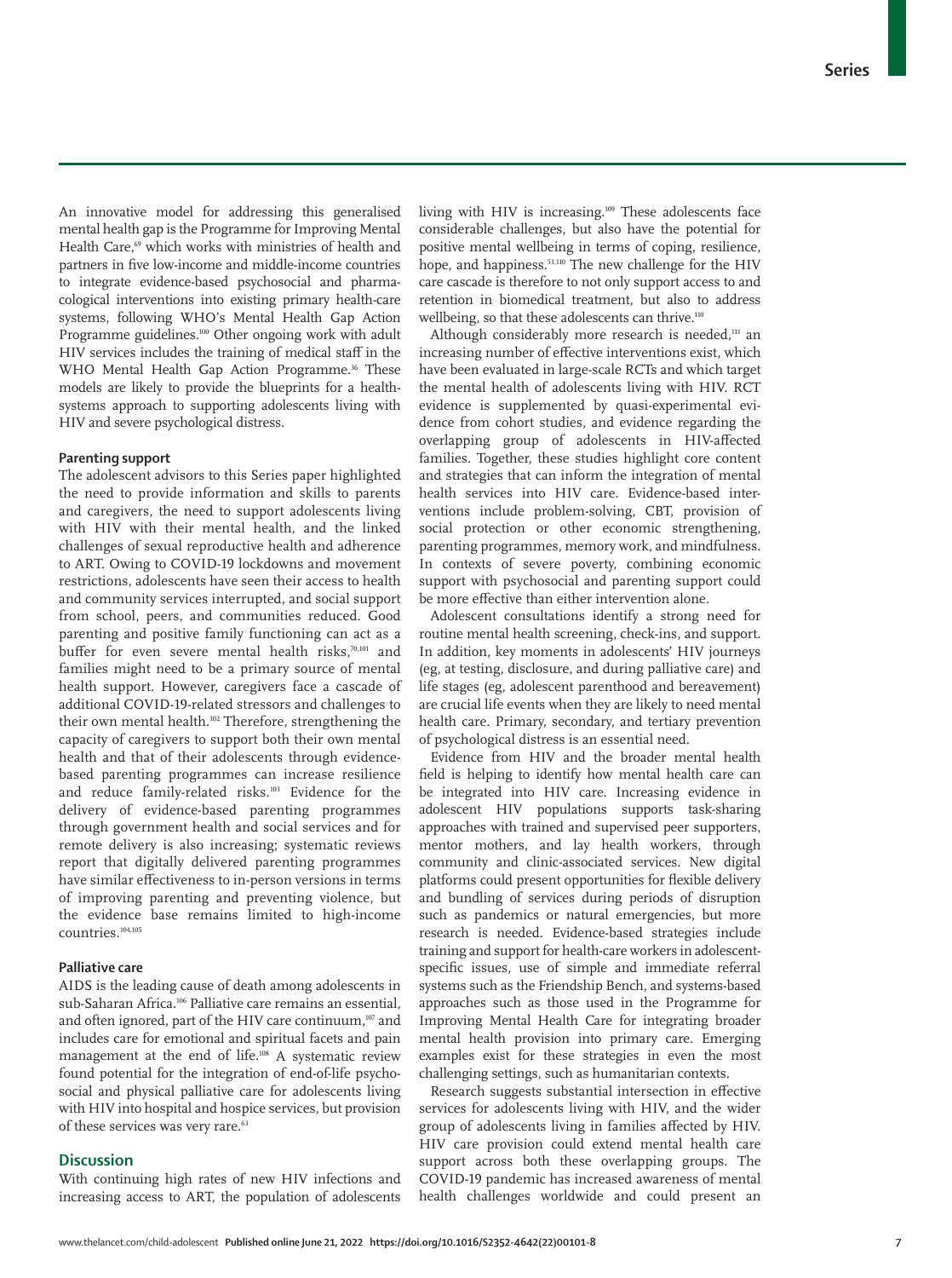An innovative model for addressing this generalised mental health gap is the Programme for Improving Mental Health Care,[69] which works with ministries of health and partners in five low-income and middle-income countries to integrate evidence-based psychosocial and pharmacological interventions into existing primary health-care systems, following WHO's Mental Health Gap Action Programme guidelines.[100] Other ongoing work with adult HIV services includes the training of medical staff in the WHO Mental Health Gap Action Programme.[36] These models are likely to provide the blueprints for a health-systems approach to supporting adolescents living with HIV and severe psychological distress.

### Parenting support

The adolescent advisors to this Series paper highlighted the need to provide information and skills to parents and caregivers, the need to support adolescents living with HIV with their mental health, and the linked challenges of sexual reproductive health and adherence to ART. Owing to COVID-19 lockdowns and movement restrictions, adolescents have seen their access to health and community services interrupted, and social support from school, peers, and communities reduced. Good parenting and positive family functioning can act as a buffer for even severe mental health risks,[70,101] and families might need to be a primary source of mental health support. However, caregivers face a cascade of additional COVID-19-related stressors and challenges to their own mental health.[102] Therefore, strengthening the capacity of caregivers to support both their own mental health and that of their adolescents through evidence-based parenting programmes can increase resilience and reduce family-related risks.[103] Evidence for the delivery of evidence-based parenting programmes through government health and social services and for remote delivery is also increasing; systematic reviews report that digitally delivered parenting programmes have similar effectiveness to in-person versions in terms of improving parenting and preventing violence, but the evidence base remains limited to high-income countries.[104,105]

### Palliative care

AIDS is the leading cause of death among adolescents in sub-Saharan Africa.[106] Palliative care remains an essential, and often ignored, part of the HIV care continuum,[107] and includes care for emotional and spiritual facets and pain management at the end of life.[108] A systematic review found potential for the integration of end-of-life psychosocial and physical palliative care for adolescents living with HIV into hospital and hospice services, but provision of these services was very rare.[63]

## Discussion

With continuing high rates of new HIV infections and increasing access to ART, the population of adolescents living with HIV is increasing.[109] These adolescents face considerable challenges, but also have the potential for positive mental wellbeing in terms of coping, resilience, hope, and happiness.[53,110] The new challenge for the HIV care cascade is therefore to not only support access to and retention in biomedical treatment, but also to address wellbeing, so that these adolescents can thrive.[110]

Although considerably more research is needed,[111] an increasing number of effective interventions exist, which have been evaluated in large-scale RCTs and which target the mental health of adolescents living with HIV. RCT evidence is supplemented by quasi-experimental evidence from cohort studies, and evidence regarding the overlapping group of adolescents in HIV-affected families. Together, these studies highlight core content and strategies that can inform the integration of mental health services into HIV care. Evidence-based interventions include problem-solving, CBT, provision of social protection or other economic strengthening, parenting programmes, memory work, and mindfulness. In contexts of severe poverty, combining economic support with psychosocial and parenting support could be more effective than either intervention alone.

Adolescent consultations identify a strong need for routine mental health screening, check-ins, and support. In addition, key moments in adolescents' HIV journeys (eg, at testing, disclosure, and during palliative care) and life stages (eg, adolescent parenthood and bereavement) are crucial life events when they are likely to need mental health care. Primary, secondary, and tertiary prevention of psychological distress is an essential need.

Evidence from HIV and the broader mental health field is helping to identify how mental health care can be integrated into HIV care. Increasing evidence in adolescent HIV populations supports task-sharing approaches with trained and supervised peer supporters, mentor mothers, and lay health workers, through community and clinic-associated services. New digital platforms could present opportunities for flexible delivery and bundling of services during periods of disruption such as pandemics or natural emergencies, but more research is needed. Evidence-based strategies include training and support for health-care workers in adolescent-specific issues, use of simple and immediate referral systems such as the Friendship Bench, and systems-based approaches such as those used in the Programme for Improving Mental Health Care for integrating broader mental health provision into primary care. Emerging examples exist for these strategies in even the most challenging settings, such as humanitarian contexts.

Research suggests substantial intersection in effective services for adolescents living with HIV, and the wider group of adolescents living in families affected by HIV. HIV care provision could extend mental health care support across both these overlapping groups. The COVID-19 pandemic has increased awareness of mental health challenges worldwide and could present an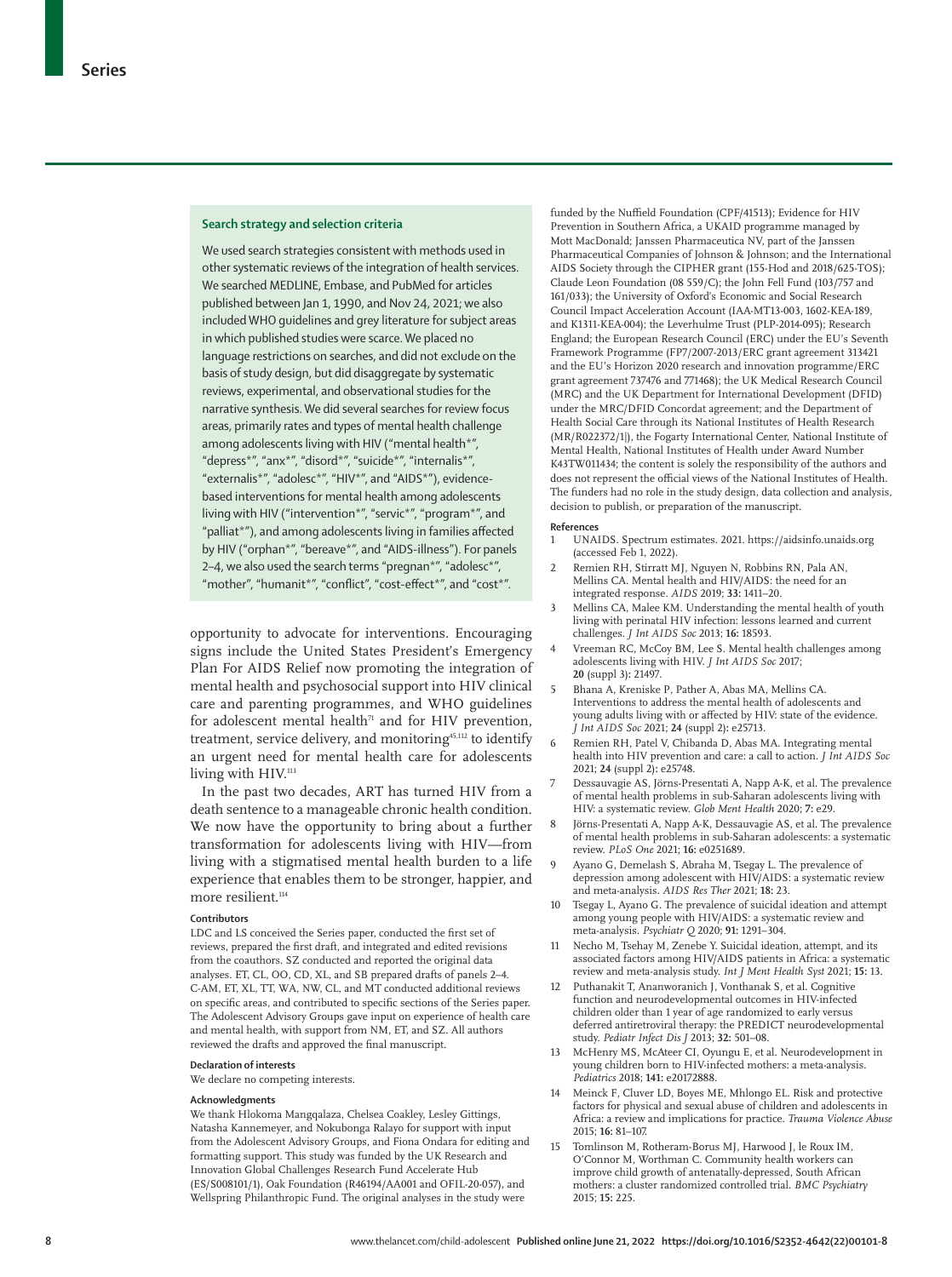## Search strategy and selection criteria

We used search strategies consistent with methods used in other systematic reviews of the integration of health services. We searched MEDLINE, Embase, and PubMed for articles published between Jan 1, 1990, and Nov 24, 2021; we also included WHO guidelines and grey literature for subject areas in which published studies were scarce. We placed no language restrictions on searches, and did not exclude on the basis of study design, but did disaggregate by systematic reviews, experimental, and observational studies for the narrative synthesis. We did several searches for review focus areas, primarily rates and types of mental health challenge among adolescents living with HIV ("mental health*", "depress*", "anx*", "disord*", "suicide*", "internalis*", "externalis*", "adolesc*", "HIV*", and "AIDS*"), evidence-based interventions for mental health among adolescents living with HIV ("intervention*", "servic*", "program*", and "palliat*"), and among adolescents living in families affected by HIV ("orphan*", "bereave*", and "AIDS-illness"). For panels 2–4, we also used the search terms "pregnan*", "adolesc*", "mother", "humanit*", "conflict", "cost-effect*", and "cost*".

opportunity to advocate for interventions. Encouraging signs include the United States President's Emergency Plan For AIDS Relief now promoting the integration of mental health and psychosocial support into HIV clinical care and parenting programmes, and WHO guidelines for adolescent mental health[71] and for HIV prevention, treatment, service delivery, and monitoring[45,112] to identify an urgent need for mental health care for adolescents living with HIV.[113]

In the past two decades, ART has turned HIV from a death sentence to a manageable chronic health condition. We now have the opportunity to bring about a further transformation for adolescents living with HIV—from living with a stigmatised mental health burden to a life experience that enables them to be stronger, happier, and more resilient.[114]

### Contributors

LDC and LS conceived the Series paper, conducted the first set of reviews, prepared the first draft, and integrated and edited revisions from the coauthors. SZ conducted and reported the original data analyses. ET, CL, OO, CD, XL, and SB prepared drafts of panels 2–4. C-AM, ET, XL, TT, WA, NW, CL, and MT conducted additional reviews on specific areas, and contributed to specific sections of the Series paper. The Adolescent Advisory Groups gave input on experience of health care and mental health, with support from NM, ET, and SZ. All authors reviewed the drafts and approved the final manuscript.

### Declaration of interests

We declare no competing interests.

### Acknowledgments

We thank Hlokoma Mangqalaza, Chelsea Coakley, Lesley Gittings, Natasha Kannemeyer, and Nokubonga Ralayo for support with input from the Adolescent Advisory Groups, and Fiona Ondara for editing and formatting support. This study was funded by the UK Research and Innovation Global Challenges Research Fund Accelerate Hub (ES/S008101/1), Oak Foundation (R46194/AA001 and OFIL-20-057), and Wellspring Philanthropic Fund. The original analyses in the study were funded by the Nuffield Foundation (CPF/41513); Evidence for HIV Prevention in Southern Africa, a UKAID programme managed by Mott MacDonald; Janssen Pharmaceutica NV, part of the Janssen Pharmaceutical Companies of Johnson & Johnson; and the International AIDS Society through the CIPHER grant (155-Hod and 2018/625-TOS); Claude Leon Foundation (08 559/C); the John Fell Fund (103/757 and 161/033); the University of Oxford's Economic and Social Research Council Impact Acceleration Account (IAA-MT13-003, 1602-KEA-189, and K1311-KEA-004); the Leverhulme Trust (PLP-2014-095); Research England; the European Research Council (ERC) under the EU's Seventh Framework Programme (FP7/2007-2013/ERC grant agreement 313421 and the EU's Horizon 2020 research and innovation programme/ERC grant agreement 737476 and 771468); the UK Medical Research Council (MRC) and the UK Department for International Development (DFID) under the MRC/DFID Concordat agreement; and the Department of Health Social Care through its National Institutes of Health Research (MR/R022372/1|), the Fogarty International Center, National Institute of Mental Health, National Institutes of Health under Award Number K43TW011434; the content is solely the responsibility of the authors and does not represent the official views of the National Institutes of Health. The funders had no role in the study design, data collection and analysis, decision to publish, or preparation of the manuscript.

### References

1. UNAIDS. Spectrum estimates. 2021. https://aidsinfo.unaids.org (accessed Feb 1, 2022).
2. Remien RH, Stirratt MJ, Nguyen N, Robbins RN, Pala AN, Mellins CA. Mental health and HIV/AIDS: the need for an integrated response. *AIDS* 2019; **33:** 1411–20.
3. Mellins CA, Malee KM. Understanding the mental health of youth living with perinatal HIV infection: lessons learned and current challenges. *J Int AIDS Soc* 2013; **16:** 18593.
4. Vreeman RC, McCoy BM, Lee S. Mental health challenges among adolescents living with HIV. *J Int AIDS Soc* 2017; **20** (suppl 3)**:** 21497.
5. Bhana A, Kreniske P, Pather A, Abas MA, Mellins CA. Interventions to address the mental health of adolescents and young adults living with or affected by HIV: state of the evidence. *J Int AIDS Soc* 2021; **24** (suppl 2)**:** e25713.
6. Remien RH, Patel V, Chibanda D, Abas MA. Integrating mental health into HIV prevention and care: a call to action. *J Int AIDS Soc* 2021; **24** (suppl 2)**:** e25748.
7. Dessauvagie AS, Jörns-Presentati A, Napp A-K, et al. The prevalence of mental health problems in sub-Saharan adolescents living with HIV: a systematic review. *Glob Ment Health* 2020; **7:** e29.
8. Jörns-Presentati A, Napp A-K, Dessauvagie AS, et al. The prevalence of mental health problems in sub-Saharan adolescents: a systematic review. *PLoS One* 2021; **16:** e0251689.
9. Ayano G, Demelash S, Abraha M, Tsegay L. The prevalence of depression among adolescent with HIV/AIDS: a systematic review and meta-analysis. *AIDS Res Ther* 2021; **18:** 23.
10. Tsegay L, Ayano G. The prevalence of suicidal ideation and attempt among young people with HIV/AIDS: a systematic review and meta-analysis. *Psychiatr Q* 2020; **91:** 1291–304.
11. Necho M, Tsehay M, Zenebe Y. Suicidal ideation, attempt, and its associated factors among HIV/AIDS patients in Africa: a systematic review and meta-analysis study. *Int J Ment Health Syst* 2021; **15:** 13.
12. Puthanakit T, Ananworanich J, Vonthanak S, et al. Cognitive function and neurodevelopmental outcomes in HIV-infected children older than 1 year of age randomized to early versus deferred antiretroviral therapy: the PREDICT neurodevelopmental study. *Pediatr Infect Dis J* 2013; **32:** 501–08.
13. McHenry MS, McAteer CI, Oyungu E, et al. Neurodevelopment in young children born to HIV-infected mothers: a meta-analysis. *Pediatrics* 2018; **141:** e20172888.
14. Meinck F, Cluver LD, Boyes ME, Mhlongo EL. Risk and protective factors for physical and sexual abuse of children and adolescents in Africa: a review and implications for practice. *Trauma Violence Abuse* 2015; **16:** 81–107.
15. Tomlinson M, Rotheram-Borus MJ, Harwood J, le Roux IM, O'Connor M, Worthman C. Community health workers can improve child growth of antenatally-depressed, South African mothers: a cluster randomized controlled trial. *BMC Psychiatry* 2015; **15:** 225.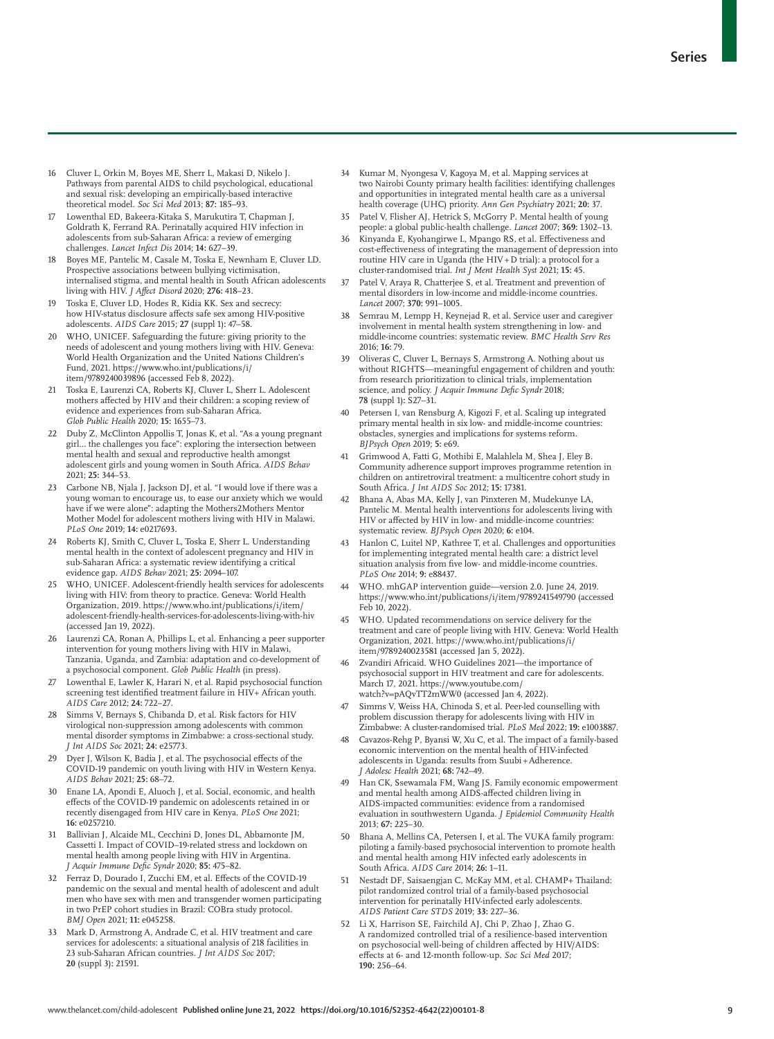16 Cluver L, Orkin M, Boyes ME, Sherr L, Makasi D, Nikelo J. Pathways from parental AIDS to child psychological, educational and sexual risk: developing an empirically-based interactive theoretical model. *Soc Sci Med* 2013; **87:** 185–93.

17 Lowenthal ED, Bakeera-Kitaka S, Marukutira T, Chapman J, Goldrath K, Ferrand RA. Perinatally acquired HIV infection in adolescents from sub-Saharan Africa: a review of emerging challenges. *Lancet Infect Dis* 2014; **14:** 627–39.

18 Boyes ME, Pantelic M, Casale M, Toska E, Newnham E, Cluver LD. Prospective associations between bullying victimisation, internalised stigma, and mental health in South African adolescents living with HIV. *J Affect Disord* 2020; **276:** 418–23.

19 Toska E, Cluver LD, Hodes R, Kidia KK. Sex and secrecy: how HIV-status disclosure affects safe sex among HIV-positive adolescents. *AIDS Care* 2015; **27** (suppl 1)**:** 47–58.

20 WHO, UNICEF. Safeguarding the future: giving priority to the needs of adolescent and young mothers living with HIV. Geneva: World Health Organization and the United Nations Children's Fund, 2021. https://www.who.int/publications/i/item/9789240039896 (accessed Feb 8, 2022).

21 Toska E, Laurenzi CA, Roberts KJ, Cluver L, Sherr L. Adolescent mothers affected by HIV and their children: a scoping review of evidence and experiences from sub-Saharan Africa. *Glob Public Health* 2020; **15:** 1655–73.

22 Duby Z, McClinton Appollis T, Jonas K, et al. "As a young pregnant girl... the challenges you face": exploring the intersection between mental health and sexual and reproductive health amongst adolescent girls and young women in South Africa. *AIDS Behav* 2021; **25:** 344–53.

23 Carbone NB, Njala J, Jackson DJ, et al. "I would love if there was a young woman to encourage us, to ease our anxiety which we would have if we were alone": adapting the Mothers2Mothers Mentor Mother Model for adolescent mothers living with HIV in Malawi. *PLoS One* 2019; **14:** e0217693.

24 Roberts KJ, Smith C, Cluver L, Toska E, Sherr L. Understanding mental health in the context of adolescent pregnancy and HIV in sub-Saharan Africa: a systematic review identifying a critical evidence gap. *AIDS Behav* 2021; **25:** 2094–107.

25 WHO, UNICEF. Adolescent-friendly health services for adolescents living with HIV: from theory to practice. Geneva: World Health Organization, 2019. https://www.who.int/publications/i/item/adolescent-friendly-health-services-for-adolescents-living-with-hiv (accessed Jan 19, 2022).

26 Laurenzi CA, Ronan A, Phillips L, et al. Enhancing a peer supporter intervention for young mothers living with HIV in Malawi, Tanzania, Uganda, and Zambia: adaptation and co-development of a psychosocial component. *Glob Public Health* (in press).

27 Lowenthal E, Lawler K, Harari N, et al. Rapid psychosocial function screening test identified treatment failure in HIV+ African youth. *AIDS Care* 2012; **24:** 722–27.

28 Simms V, Bernays S, Chibanda D, et al. Risk factors for HIV virological non-suppression among adolescents with common mental disorder symptoms in Zimbabwe: a cross-sectional study. *J Int AIDS Soc* 2021; **24:** e25773.

29 Dyer J, Wilson K, Badia J, et al. The psychosocial effects of the COVID-19 pandemic on youth living with HIV in Western Kenya. *AIDS Behav* 2021; **25:** 68–72.

30 Enane LA, Apondi E, Aluoch J, et al. Social, economic, and health effects of the COVID-19 pandemic on adolescents retained in or recently disengaged from HIV care in Kenya. *PLoS One* 2021; **16:** e0257210.

31 Ballivian J, Alcaide ML, Cecchini D, Jones DL, Abbamonte JM, Cassetti I. Impact of COVID–19-related stress and lockdown on mental health among people living with HIV in Argentina. *J Acquir Immune Defic Syndr* 2020; **85:** 475–82.

32 Ferraz D, Dourado I, Zucchi EM, et al. Effects of the COVID-19 pandemic on the sexual and mental health of adolescent and adult men who have sex with men and transgender women participating in two PrEP cohort studies in Brazil: COBra study protocol. *BMJ Open* 2021; **11:** e045258.

33 Mark D, Armstrong A, Andrade C, et al. HIV treatment and care services for adolescents: a situational analysis of 218 facilities in 23 sub-Saharan African countries. *J Int AIDS Soc* 2017; **20** (suppl 3)**:** 21591.

34 Kumar M, Nyongesa V, Kagoya M, et al. Mapping services at two Nairobi County primary health facilities: identifying challenges and opportunities in integrated mental health care as a universal health coverage (UHC) priority. *Ann Gen Psychiatry* 2021; **20:** 37.

35 Patel V, Flisher AJ, Hetrick S, McGorry P. Mental health of young people: a global public-health challenge. *Lancet* 2007; **369:** 1302–13.

36 Kinyanda E, Kyohangirwe L, Mpango RS, et al. Effectiveness and cost-effectiveness of integrating the management of depression into routine HIV care in Uganda (the HIV+D trial): a protocol for a cluster-randomised trial. *Int J Ment Health Syst* 2021; **15:** 45.

37 Patel V, Araya R, Chatterjee S, et al. Treatment and prevention of mental disorders in low-income and middle-income countries. *Lancet* 2007; **370:** 991–1005.

38 Semrau M, Lempp H, Keynejad R, et al. Service user and caregiver involvement in mental health system strengthening in low- and middle-income countries: systematic review. *BMC Health Serv Res* 2016; **16:** 79.

39 Oliveras C, Cluver L, Bernays S, Armstrong A. Nothing about us without RIGHTS—meaningful engagement of children and youth: from research prioritization to clinical trials, implementation science, and policy. *J Acquir Immune Defic Syndr* 2018; **78** (suppl 1)**:** S27–31.

40 Petersen I, van Rensburg A, Kigozi F, et al. Scaling up integrated primary mental health in six low- and middle-income countries: obstacles, synergies and implications for systems reform. *BJPsych Open* 2019; **5:** e69.

41 Grimwood A, Fatti G, Mothibi E, Malahlela M, Shea J, Eley B. Community adherence support improves programme retention in children on antiretroviral treatment: a multicentre cohort study in South Africa. *J Int AIDS Soc* 2012; **15:** 17381.

42 Bhana A, Abas MA, Kelly J, van Pinxteren M, Mudekunye LA, Pantelic M. Mental health interventions for adolescents living with HIV or affected by HIV in low- and middle-income countries: systematic review. *BJPsych Open* 2020; **6:** e104.

43 Hanlon C, Luitel NP, Kathree T, et al. Challenges and opportunities for implementing integrated mental health care: a district level situation analysis from five low- and middle-income countries. *PLoS One* 2014; **9:** e88437.

44 WHO. mhGAP intervention guide—version 2.0. June 24, 2019. https://www.who.int/publications/i/item/9789241549790 (accessed Feb 10, 2022).

45 WHO. Updated recommendations on service delivery for the treatment and care of people living with HIV. Geneva: World Health Organization, 2021. https://www.who.int/publications/i/item/9789240023581 (accessed Jan 5, 2022).

46 Zvandiri Africaid. WHO Guidelines 2021—the importance of psychosocial support in HIV treatment and care for adolescents. March 17, 2021. https://www.youtube.com/watch?v=pAQvTT2mWW0 (accessed Jan 4, 2022).

47 Simms V, Weiss HA, Chinoda S, et al. Peer-led counselling with problem discussion therapy for adolescents living with HIV in Zimbabwe: A cluster-randomised trial. *PLoS Med* 2022; **19:** e1003887.

48 Cavazos-Rehg P, Byansi W, Xu C, et al. The impact of a family-based economic intervention on the mental health of HIV-infected adolescents in Uganda: results from Suubi+Adherence. *J Adolesc Health* 2021; **68:** 742–49.

49 Han CK, Ssewamala FM, Wang JS. Family economic empowerment and mental health among AIDS-affected children living in AIDS-impacted communities: evidence from a randomised evaluation in southwestern Uganda. *J Epidemiol Community Health* 2013; **67:** 225–30.

50 Bhana A, Mellins CA, Petersen I, et al. The VUKA family program: piloting a family-based psychosocial intervention to promote health and mental health among HIV infected early adolescents in South Africa. *AIDS Care* 2014; **26:** 1–11.

51 Nestadt DF, Saisaengjan C, McKay MM, et al. CHAMP+ Thailand: pilot randomized control trial of a family-based psychosocial intervention for perinatally HIV-infected early adolescents. *AIDS Patient Care STDS* 2019; **33:** 227–36.

52 Li X, Harrison SE, Fairchild AJ, Chi P, Zhao J, Zhao G. A randomized controlled trial of a resilience-based intervention on psychosocial well-being of children affected by HIV/AIDS: effects at 6- and 12-month follow-up. *Soc Sci Med* 2017; **190:** 256–64.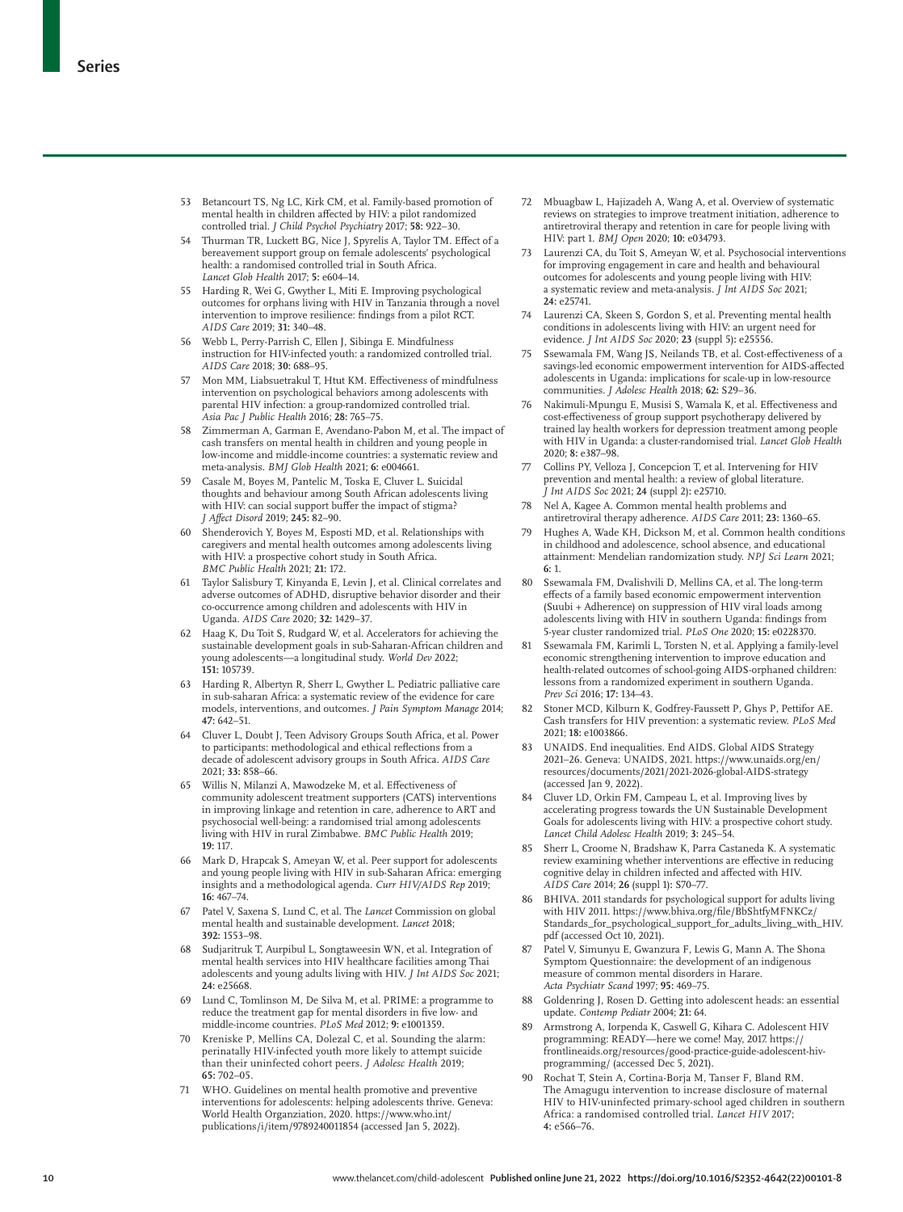53 Betancourt TS, Ng LC, Kirk CM, et al. Family-based promotion of mental health in children affected by HIV: a pilot randomized controlled trial. *J Child Psychol Psychiatry* 2017; **58:** 922–30.

54 Thurman TR, Luckett BG, Nice J, Spyrelis A, Taylor TM. Effect of a bereavement support group on female adolescents' psychological health: a randomised controlled trial in South Africa. *Lancet Glob Health* 2017; **5:** e604–14.

55 Harding R, Wei G, Gwyther L, Miti E. Improving psychological outcomes for orphans living with HIV in Tanzania through a novel intervention to improve resilience: findings from a pilot RCT. *AIDS Care* 2019; **31:** 340–48.

56 Webb L, Perry-Parrish C, Ellen J, Sibinga E. Mindfulness instruction for HIV-infected youth: a randomized controlled trial. *AIDS Care* 2018; **30:** 688–95.

57 Mon MM, Liabsuetrakul T, Htut KM. Effectiveness of mindfulness intervention on psychological behaviors among adolescents with parental HIV infection: a group-randomized controlled trial. *Asia Pac J Public Health* 2016; **28:** 765–75.

58 Zimmerman A, Garman E, Avendano-Pabon M, et al. The impact of cash transfers on mental health in children and young people in low-income and middle-income countries: a systematic review and meta-analysis. *BMJ Glob Health* 2021; **6:** e004661.

59 Casale M, Boyes M, Pantelic M, Toska E, Cluver L. Suicidal thoughts and behaviour among South African adolescents living with HIV: can social support buffer the impact of stigma? *J Affect Disord* 2019; **245:** 82–90.

60 Shenderovich Y, Boyes M, Esposti MD, et al. Relationships with caregivers and mental health outcomes among adolescents living with HIV: a prospective cohort study in South Africa. *BMC Public Health* 2021; **21:** 172.

61 Taylor Salisbury T, Kinyanda E, Levin J, et al. Clinical correlates and adverse outcomes of ADHD, disruptive behavior disorder and their co-occurrence among children and adolescents with HIV in Uganda. *AIDS Care* 2020; **32:** 1429–37.

62 Haag K, Du Toit S, Rudgard W, et al. Accelerators for achieving the sustainable development goals in sub-Saharan-African children and young adolescents—a longitudinal study. *World Dev* 2022; **151:** 105739.

63 Harding R, Albertyn R, Sherr L, Gwyther L. Pediatric palliative care in sub-saharan Africa: a systematic review of the evidence for care models, interventions, and outcomes. *J Pain Symptom Manage* 2014; **47:** 642–51.

64 Cluver L, Doubt J, Teen Advisory Groups South Africa, et al. Power to participants: methodological and ethical reflections from a decade of adolescent advisory groups in South Africa. *AIDS Care* 2021; **33:** 858–66.

65 Willis N, Milanzi A, Mawodzeke M, et al. Effectiveness of community adolescent treatment supporters (CATS) interventions in improving linkage and retention in care, adherence to ART and psychosocial well-being: a randomised trial among adolescents living with HIV in rural Zimbabwe. *BMC Public Health* 2019; **19:** 117.

66 Mark D, Hrapcak S, Ameyan W, et al. Peer support for adolescents and young people living with HIV in sub-Saharan Africa: emerging insights and a methodological agenda. *Curr HIV/AIDS Rep* 2019; **16:** 467–74.

67 Patel V, Saxena S, Lund C, et al. The *Lancet* Commission on global mental health and sustainable development. *Lancet* 2018; **392:** 1553–98.

68 Sudjaritruk T, Aurpibul L, Songtaweesin WN, et al. Integration of mental health services into HIV healthcare facilities among Thai adolescents and young adults living with HIV. *J Int AIDS Soc* 2021; **24:** e25668.

69 Lund C, Tomlinson M, De Silva M, et al. PRIME: a programme to reduce the treatment gap for mental disorders in five low- and middle-income countries. *PLoS Med* 2012; **9:** e1001359.

70 Kreniske P, Mellins CA, Dolezal C, et al. Sounding the alarm: perinatally HIV-infected youth more likely to attempt suicide than their uninfected cohort peers. *J Adolesc Health* 2019; **65:** 702–05.

71 WHO. Guidelines on mental health promotive and preventive interventions for adolescents: helping adolescents thrive. Geneva: World Health Organziation, 2020. https://www.who.int/publications/i/item/9789240011854 (accessed Jan 5, 2022).

72 Mbuagbaw L, Hajizadeh A, Wang A, et al. Overview of systematic reviews on strategies to improve treatment initiation, adherence to antiretroviral therapy and retention in care for people living with HIV: part 1. *BMJ Open* 2020; **10:** e034793.

73 Laurenzi CA, du Toit S, Ameyan W, et al. Psychosocial interventions for improving engagement in care and health and behavioural outcomes for adolescents and young people living with HIV: a systematic review and meta-analysis. *J Int AIDS Soc* 2021; **24:** e25741.

74 Laurenzi CA, Skeen S, Gordon S, et al. Preventing mental health conditions in adolescents living with HIV: an urgent need for evidence. *J Int AIDS Soc* 2020; **23** (suppl 5)**:** e25556.

75 Ssewamala FM, Wang JS, Neilands TB, et al. Cost-effectiveness of a savings-led economic empowerment intervention for AIDS-affected adolescents in Uganda: implications for scale-up in low-resource communities. *J Adolesc Health* 2018; **62:** S29–36.

76 Nakimuli-Mpungu E, Musisi S, Wamala K, et al. Effectiveness and cost-effectiveness of group support psychotherapy delivered by trained lay health workers for depression treatment among people with HIV in Uganda: a cluster-randomised trial. *Lancet Glob Health* 2020; **8:** e387–98.

77 Collins PY, Velloza J, Concepcion T, et al. Intervening for HIV prevention and mental health: a review of global literature. *J Int AIDS Soc* 2021; **24** (suppl 2)**:** e25710.

78 Nel A, Kagee A. Common mental health problems and antiretroviral therapy adherence. *AIDS Care* 2011; **23:** 1360–65.

79 Hughes A, Wade KH, Dickson M, et al. Common health conditions in childhood and adolescence, school absence, and educational attainment: Mendelian randomization study. *NPJ Sci Learn* 2021; **6:** 1.

80 Ssewamala FM, Dvalishvili D, Mellins CA, et al. The long-term effects of a family based economic empowerment intervention (Suubi + Adherence) on suppression of HIV viral loads among adolescents living with HIV in southern Uganda: findings from 5-year cluster randomized trial. *PLoS One* 2020; **15:** e0228370.

81 Ssewamala FM, Karimli L, Torsten N, et al. Applying a family-level economic strengthening intervention to improve education and health-related outcomes of school-going AIDS-orphaned children: lessons from a randomized experiment in southern Uganda. *Prev Sci* 2016; **17:** 134–43.

82 Stoner MCD, Kilburn K, Godfrey-Faussett P, Ghys P, Pettifor AE. Cash transfers for HIV prevention: a systematic review. *PLoS Med* 2021; **18:** e1003866.

83 UNAIDS. End inequalities. End AIDS. Global AIDS Strategy 2021–26. Geneva: UNAIDS, 2021. https://www.unaids.org/en/resources/documents/2021/2021-2026-global-AIDS-strategy (accessed Jan 9, 2022).

84 Cluver LD, Orkin FM, Campeau L, et al. Improving lives by accelerating progress towards the UN Sustainable Development Goals for adolescents living with HIV: a prospective cohort study. *Lancet Child Adolesc Health* 2019; **3:** 245–54.

85 Sherr L, Croome N, Bradshaw K, Parra Castaneda K. A systematic review examining whether interventions are effective in reducing cognitive delay in children infected and affected with HIV. *AIDS Care* 2014; **26** (suppl 1)**:** S70–77.

86 BHIVA. 2011 standards for psychological support for adults living with HIV 2011. https://www.bhiva.org/file/BbShtfyMFNKCz/Standards_for_psychological_support_for_adults_living_with_HIV.pdf (accessed Oct 10, 2021).

87 Patel V, Simunyu E, Gwanzura F, Lewis G, Mann A. The Shona Symptom Questionnaire: the development of an indigenous measure of common mental disorders in Harare. *Acta Psychiatr Scand* 1997; **95:** 469–75.

88 Goldenring J, Rosen D. Getting into adolescent heads: an essential update. *Contemp Pediatr* 2004; **21:** 64.

89 Armstrong A, Iorpenda K, Caswell G, Kihara C. Adolescent HIV programming: READY—here we come! May, 2017. https://frontlineaids.org/resources/good-practice-guide-adolescent-hiv-programming/ (accessed Dec 5, 2021).

90 Rochat T, Stein A, Cortina-Borja M, Tanser F, Bland RM. The Amagugu intervention to increase disclosure of maternal HIV to HIV-uninfected primary-school aged children in southern Africa: a randomised controlled trial. *Lancet HIV* 2017; **4:** e566–76.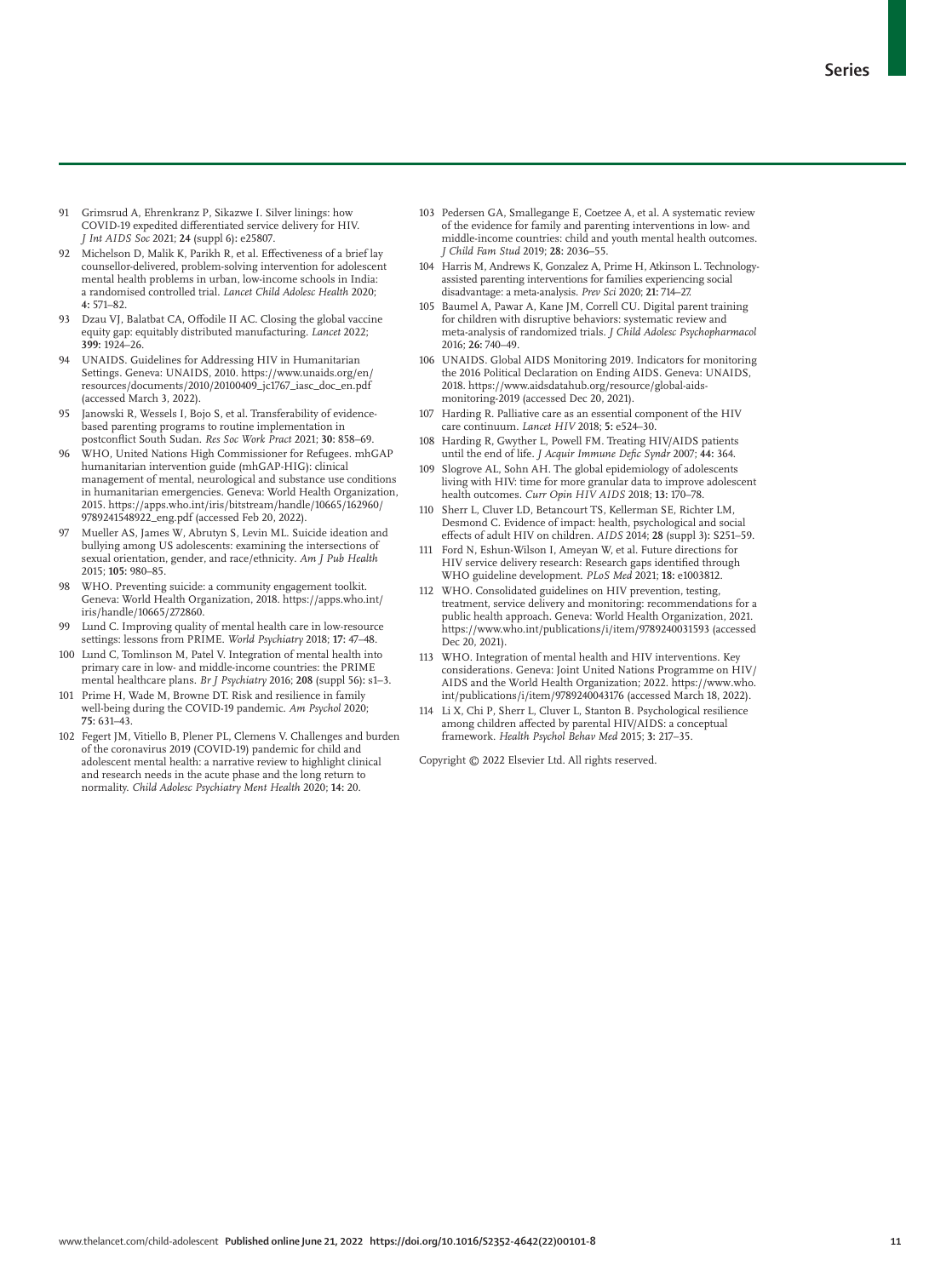91 Grimsrud A, Ehrenkranz P, Sikazwe I. Silver linings: how COVID-19 expedited differentiated service delivery for HIV. *J Int AIDS Soc* 2021; **24** (suppl 6)**:** e25807.

92 Michelson D, Malik K, Parikh R, et al. Effectiveness of a brief lay counsellor-delivered, problem-solving intervention for adolescent mental health problems in urban, low-income schools in India: a randomised controlled trial. *Lancet Child Adolesc Health* 2020; **4:** 571–82.

93 Dzau VJ, Balatbat CA, Offodile II AC. Closing the global vaccine equity gap: equitably distributed manufacturing. *Lancet* 2022; **399:** 1924–26.

94 UNAIDS. Guidelines for Addressing HIV in Humanitarian Settings. Geneva: UNAIDS, 2010. https://www.unaids.org/en/resources/documents/2010/20100409_jc1767_iasc_doc_en.pdf (accessed March 3, 2022).

95 Janowski R, Wessels I, Bojo S, et al. Transferability of evidence-based parenting programs to routine implementation in postconflict South Sudan. *Res Soc Work Pract* 2021; **30:** 858–69.

96 WHO, United Nations High Commissioner for Refugees. mhGAP humanitarian intervention guide (mhGAP-HIG): clinical management of mental, neurological and substance use conditions in humanitarian emergencies. Geneva: World Health Organization, 2015. https://apps.who.int/iris/bitstream/handle/10665/162960/9789241548922_eng.pdf (accessed Feb 20, 2022).

97 Mueller AS, James W, Abrutyn S, Levin ML. Suicide ideation and bullying among US adolescents: examining the intersections of sexual orientation, gender, and race/ethnicity. *Am J Pub Health* 2015; **105:** 980–85.

98 WHO. Preventing suicide: a community engagement toolkit. Geneva: World Health Organization, 2018. https://apps.who.int/iris/handle/10665/272860.

99 Lund C. Improving quality of mental health care in low-resource settings: lessons from PRIME. *World Psychiatry* 2018; **17:** 47–48.

100 Lund C, Tomlinson M, Patel V. Integration of mental health into primary care in low- and middle-income countries: the PRIME mental healthcare plans. *Br J Psychiatry* 2016; **208** (suppl 56)**:** s1–3.

101 Prime H, Wade M, Browne DT. Risk and resilience in family well-being during the COVID-19 pandemic. *Am Psychol* 2020; **75:** 631–43.

102 Fegert JM, Vitiello B, Plener PL, Clemens V. Challenges and burden of the coronavirus 2019 (COVID-19) pandemic for child and adolescent mental health: a narrative review to highlight clinical and research needs in the acute phase and the long return to normality. *Child Adolesc Psychiatry Ment Health* 2020; **14:** 20.

103 Pedersen GA, Smallegange E, Coetzee A, et al. A systematic review of the evidence for family and parenting interventions in low- and middle-income countries: child and youth mental health outcomes. *J Child Fam Stud* 2019; **28:** 2036–55.

104 Harris M, Andrews K, Gonzalez A, Prime H, Atkinson L. Technology-assisted parenting interventions for families experiencing social disadvantage: a meta-analysis. *Prev Sci* 2020; **21:** 714–27.

105 Baumel A, Pawar A, Kane JM, Correll CU. Digital parent training for children with disruptive behaviors: systematic review and meta-analysis of randomized trials. *J Child Adolesc Psychopharmacol* 2016; **26:** 740–49.

106 UNAIDS. Global AIDS Monitoring 2019. Indicators for monitoring the 2016 Political Declaration on Ending AIDS. Geneva: UNAIDS, 2018. https://www.aidsdatahub.org/resource/global-aids-monitoring-2019 (accessed Dec 20, 2021).

107 Harding R. Palliative care as an essential component of the HIV care continuum. *Lancet HIV* 2018; **5:** e524–30.

108 Harding R, Gwyther L, Powell FM. Treating HIV/AIDS patients until the end of life. *J Acquir Immune Defic Syndr* 2007; **44:** 364.

109 Slogrove AL, Sohn AH. The global epidemiology of adolescents living with HIV: time for more granular data to improve adolescent health outcomes. *Curr Opin HIV AIDS* 2018; **13:** 170–78.

110 Sherr L, Cluver LD, Betancourt TS, Kellerman SE, Richter LM, Desmond C. Evidence of impact: health, psychological and social effects of adult HIV on children. *AIDS* 2014; **28** (suppl 3)**:** S251–59.

111 Ford N, Eshun-Wilson I, Ameyan W, et al. Future directions for HIV service delivery research: Research gaps identified through WHO guideline development. *PLoS Med* 2021; **18:** e1003812.

112 WHO. Consolidated guidelines on HIV prevention, testing, treatment, service delivery and monitoring: recommendations for a public health approach. Geneva: World Health Organization, 2021. https://www.who.int/publications/i/item/9789240031593 (accessed Dec 20, 2021).

113 WHO. Integration of mental health and HIV interventions. Key considerations. Geneva: Joint United Nations Programme on HIV/AIDS and the World Health Organization; 2022. https://www.who.int/publications/i/item/9789240043176 (accessed March 18, 2022).

114 Li X, Chi P, Sherr L, Cluver L, Stanton B. Psychological resilience among children affected by parental HIV/AIDS: a conceptual framework. *Health Psychol Behav Med* 2015; **3:** 217–35.

Copyright © 2022 Elsevier Ltd. All rights reserved.